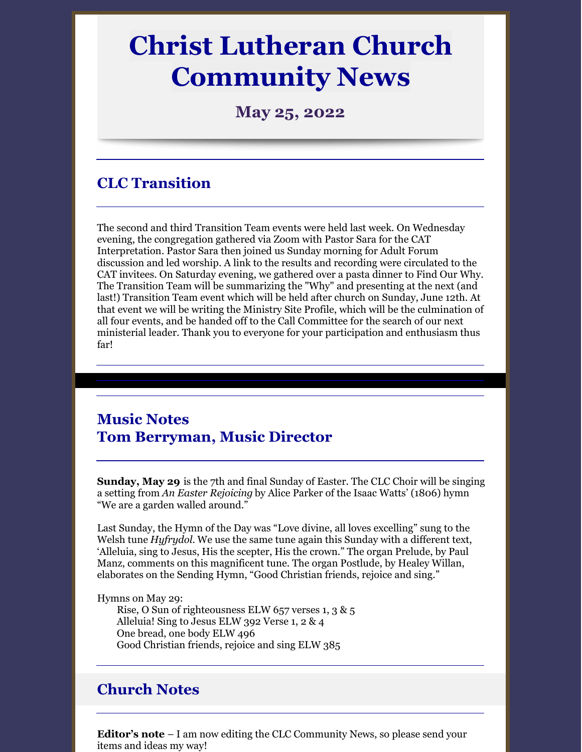# Christ Lutheran Church Community News

### May 25, 2022

## CLC Transition

The second and third Transition Team events were held last week. On Wednesday evening, the congregation gathered via Zoom with Pastor Sara for the CAT Interpretation. Pastor Sara then joined us Sunday morning for Adult Forum discussion and led worship. A link to the results and recording were circulated to the CAT invitees. On Saturday evening, we gathered over a pasta dinner to Find Our Why. The Transition Team will be summarizing the "Why" and presenting at the next (and last!) Transition Team event which will be held after church on Sunday, June 12th. At that event we will be writing the Ministry Site Profile, which will be the culmination of all four events, and be handed off to the Call Committee for the search of our next ministerial leader. Thank you to everyone for your participation and enthusiasm thus far!

## Music Notes
## Tom Berryman, Music Director

**Sunday, May 29** is the 7th and final Sunday of Easter. The CLC Choir will be singing a setting from *An Easter Rejoicing* by Alice Parker of the Isaac Watts' (1806) hymn "We are a garden walled around."

Last Sunday, the Hymn of the Day was "Love divine, all loves excelling" sung to the Welsh tune *Hyfrydol*. We use the same tune again this Sunday with a different text, 'Alleluia, sing to Jesus, His the scepter, His the crown." The organ Prelude, by Paul Manz, comments on this magnificent tune. The organ Postlude, by Healey Willan, elaborates on the Sending Hymn, "Good Christian friends, rejoice and sing."

Hymns on May 29:
- Rise, O Sun of righteousness ELW 657 verses 1, 3 & 5
- Alleluia! Sing to Jesus ELW 392 Verse 1, 2 & 4
- One bread, one body ELW 496
- Good Christian friends, rejoice and sing ELW 385

## Church Notes

**Editor's note** – I am now editing the CLC Community News, so please send your items and ideas my way!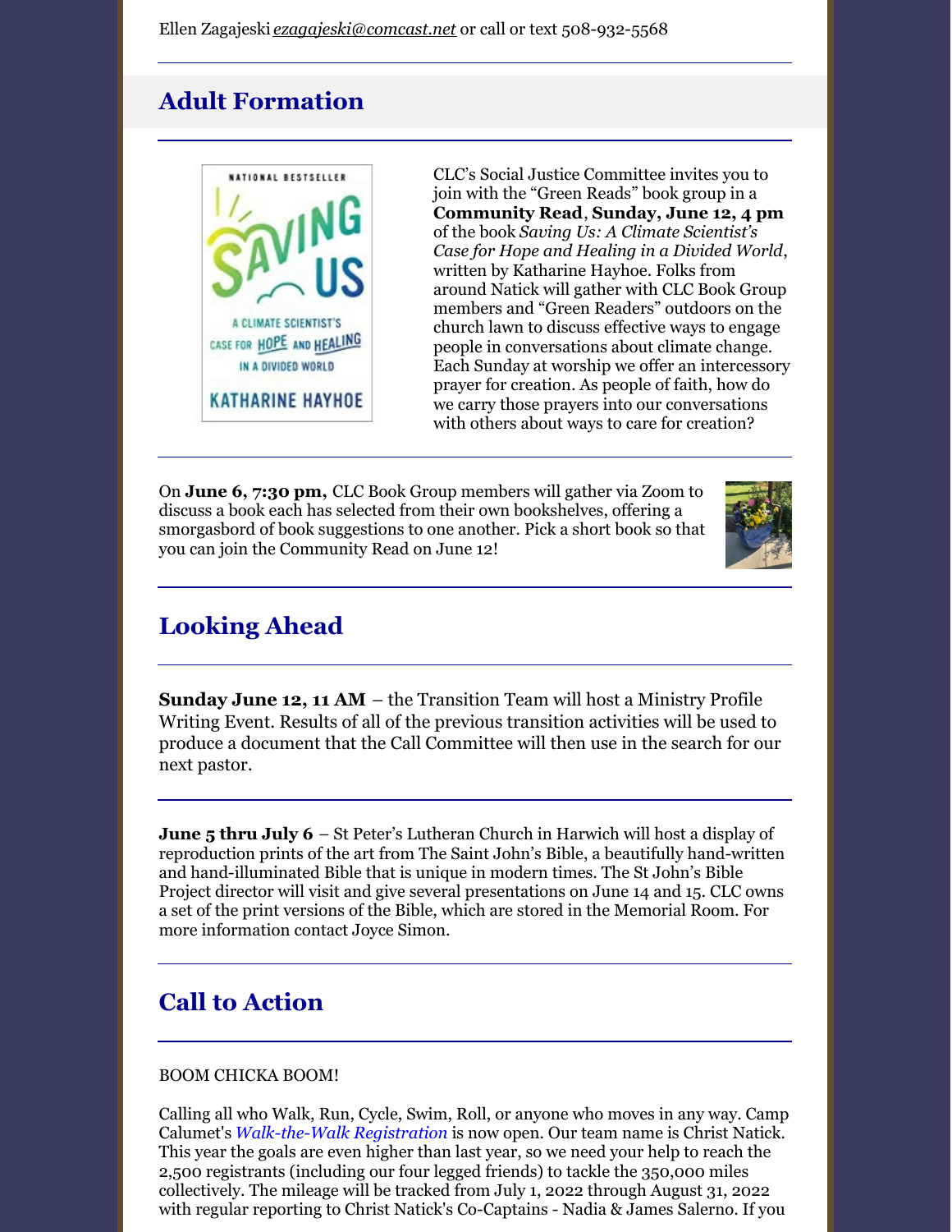Ellen Zagajeski *ezagajeski@comcast.net* or call or text 508-932-5568

## Adult Formation

CLC's Social Justice Committee invites you to join with the "Green Reads" book group in a **Community Read**, **Sunday, June 12, 4 pm** of the book *Saving Us: A Climate Scientist's Case for Hope and Healing in a Divided World*, written by Katharine Hayhoe. Folks from around Natick will gather with CLC Book Group members and "Green Readers" outdoors on the church lawn to discuss effective ways to engage people in conversations about climate change. Each Sunday at worship we offer an intercessory prayer for creation. As people of faith, how do we carry those prayers into our conversations with others about ways to care for creation?

On **June 6, 7:30 pm,** CLC Book Group members will gather via Zoom to discuss a book each has selected from their own bookshelves, offering a smorgasbord of book suggestions to one another. Pick a short book so that you can join the Community Read on June 12!

## Looking Ahead

**Sunday June 12, 11 AM** – the Transition Team will host a Ministry Profile Writing Event. Results of all of the previous transition activities will be used to produce a document that the Call Committee will then use in the search for our next pastor.

**June 5 thru July 6** – St Peter's Lutheran Church in Harwich will host a display of reproduction prints of the art from The Saint John's Bible, a beautifully hand-written and hand-illuminated Bible that is unique in modern times. The St John's Bible Project director will visit and give several presentations on June 14 and 15. CLC owns a set of the print versions of the Bible, which are stored in the Memorial Room. For more information contact Joyce Simon.

## Call to Action

BOOM CHICKA BOOM!

Calling all who Walk, Run, Cycle, Swim, Roll, or anyone who moves in any way. Camp Calumet's *Walk-the-Walk Registration* is now open. Our team name is Christ Natick. This year the goals are even higher than last year, so we need your help to reach the 2,500 registrants (including our four legged friends) to tackle the 350,000 miles collectively. The mileage will be tracked from July 1, 2022 through August 31, 2022 with regular reporting to Christ Natick's Co-Captains - Nadia & James Salerno. If you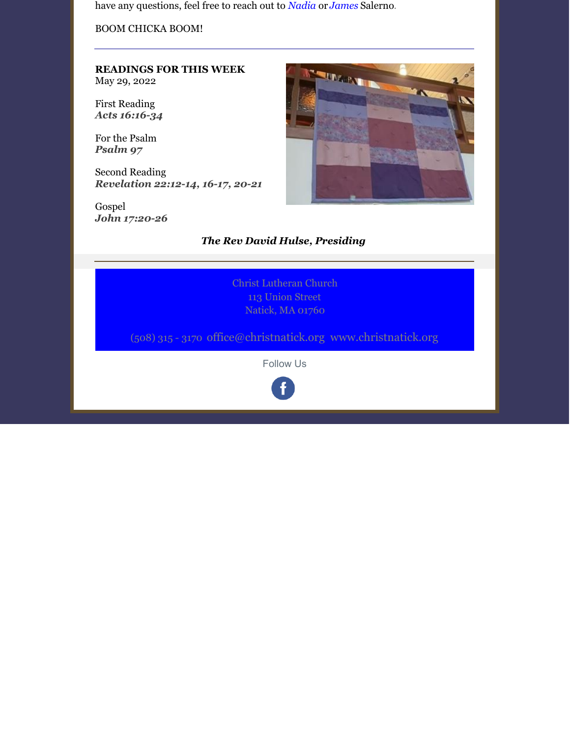have any questions, feel free to reach out to *Nadia* or *James* Salerno.

BOOM CHICKA BOOM!

---

**READINGS FOR THIS WEEK**
May 29, 2022

First Reading
***Acts 16:16-34***

For the Psalm
***Psalm 97***

Second Reading
***Revelation 22:12-14, 16-17, 20-21***

Gospel
***John 17:20-26***

***The Rev David Hulse, Presiding***

---

Christ Lutheran Church
113 Union Street
Natick, MA 01760

(508) 315 - 3170 office@christnatick.org www.christnatick.org

Follow Us